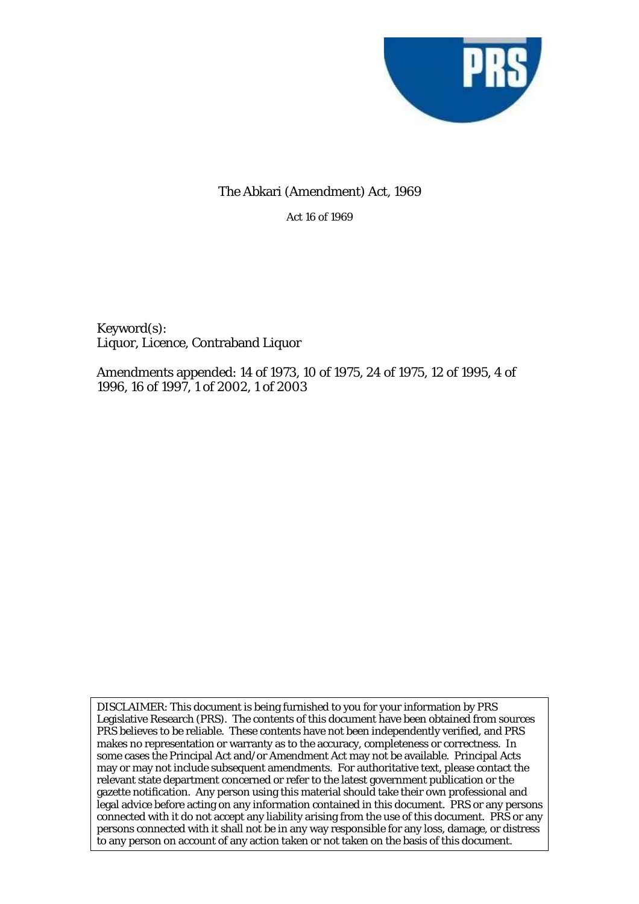# The Abkari (Amendment) Act, 1969

Act 16 of 1969

Keyword(s):
Liquor, Licence, Contraband Liquor

Amendments appended: 14 of 1973, 10 of 1975, 24 of 1975, 12 of 1995, 4 of 1996, 16 of 1997, 1 of 2002, 1 of 2003

DISCLAIMER: This document is being furnished to you for your information by PRS Legislative Research (PRS). The contents of this document have been obtained from sources PRS believes to be reliable. These contents have not been independently verified, and PRS makes no representation or warranty as to the accuracy, completeness or correctness. In some cases the Principal Act and/or Amendment Act may not be available. Principal Acts may or may not include subsequent amendments. For authoritative text, please contact the relevant state department concerned or refer to the latest government publication or the gazette notification. Any person using this material should take their own professional and legal advice before acting on any information contained in this document. PRS or any persons connected with it do not accept any liability arising from the use of this document. PRS or any persons connected with it shall not be in any way responsible for any loss, damage, or distress to any person on account of any action taken or not taken on the basis of this document.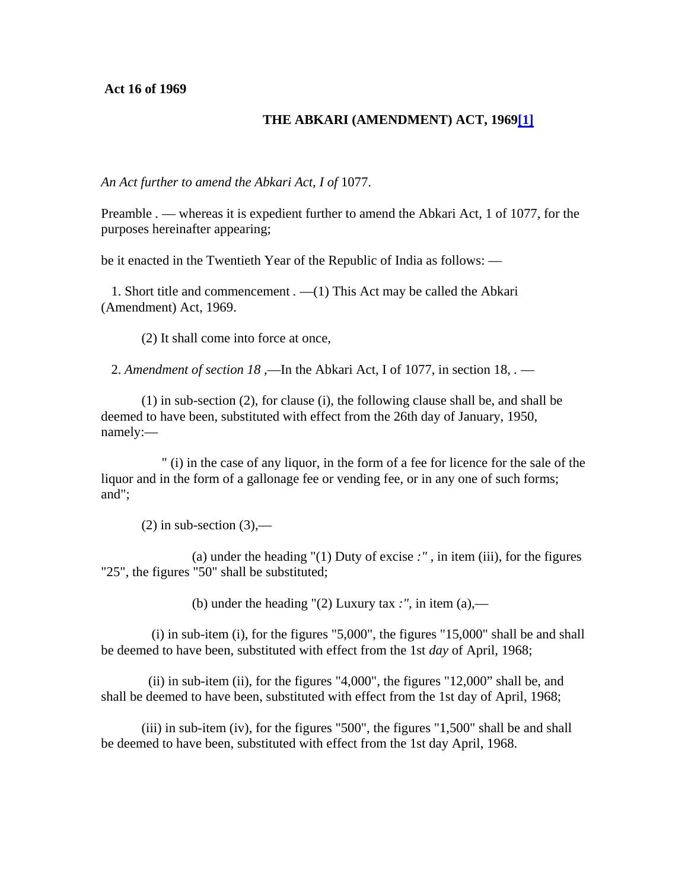**Act 16 of 1969**

## THE ABKARI (AMENDMENT) ACT, 1969[1]

*An Act further to amend the Abkari Act, I of* 1077.

Preamble . — whereas it is expedient further to amend the Abkari Act, 1 of 1077, for the purposes hereinafter appearing;

be it enacted in the Twentieth Year of the Republic of India as follows: —

1. Short title and commencement . —(1) This Act may be called the Abkari (Amendment) Act, 1969.

(2) It shall come into force at once,

2. *Amendment of section 18* ,—In the Abkari Act, I of 1077, in section 18, . —

(1) in sub-section (2), for clause (i), the following clause shall be, and shall be deemed to have been, substituted with effect from the 26th day of January, 1950, namely:—

" (i) in the case of any liquor, in the form of a fee for licence for the sale of the liquor and in the form of a gallonage fee or vending fee, or in any one of such forms; and";

(2) in sub-section (3),—

(a) under the heading "(1) Duty of excise *:"* , in item (iii), for the figures "25", the figures "50" shall be substituted;

(b) under the heading "(2) Luxury tax *:"*, in item (a),—

(i) in sub-item (i), for the figures "5,000", the figures "15,000" shall be and shall be deemed to have been, substituted with effect from the 1st *day* of April, 1968;

(ii) in sub-item (ii), for the figures "4,000", the figures "12,000" shall be, and shall be deemed to have been, substituted with effect from the 1st day of April, 1968;

(iii) in sub-item (iv), for the figures "500", the figures "1,500" shall be and shall be deemed to have been, substituted with effect from the 1st day April, 1968.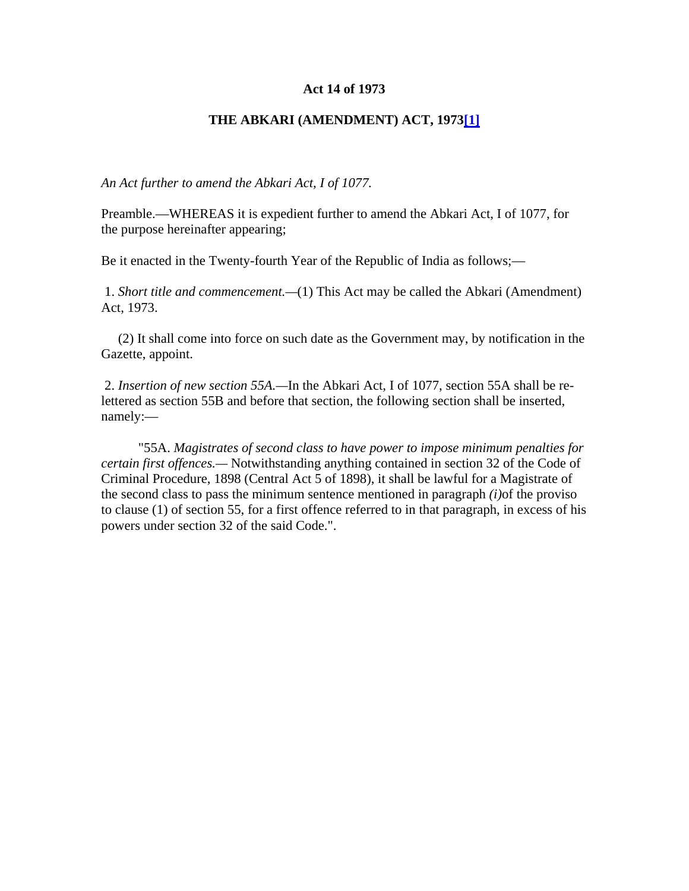**Act 14 of 1973**

**THE ABKARI (AMENDMENT) ACT, 1973[1]**

*An Act further to amend the Abkari Act, I of 1077.*

Preamble.—WHEREAS it is expedient further to amend the Abkari Act, I of 1077, for the purpose hereinafter appearing;

Be it enacted in the Twenty-fourth Year of the Republic of India as follows;—

1. *Short title and commencement.*—(1) This Act may be called the Abkari (Amendment) Act, 1973.

(2) It shall come into force on such date as the Government may, by notification in the Gazette, appoint.

2. *Insertion of new section 55A.*—In the Abkari Act, I of 1077, section 55A shall be re-lettered as section 55B and before that section, the following section shall be inserted, namely:—

"55A. *Magistrates of second class to have power to impose minimum penalties for certain first offences.*— Notwithstanding anything contained in section 32 of the Code of Criminal Procedure, 1898 (Central Act 5 of 1898), it shall be lawful for a Magistrate of the second class to pass the minimum sentence mentioned in paragraph *(i)*of the proviso to clause (1) of section 55, for a first offence referred to in that paragraph, in excess of his powers under section 32 of the said Code.".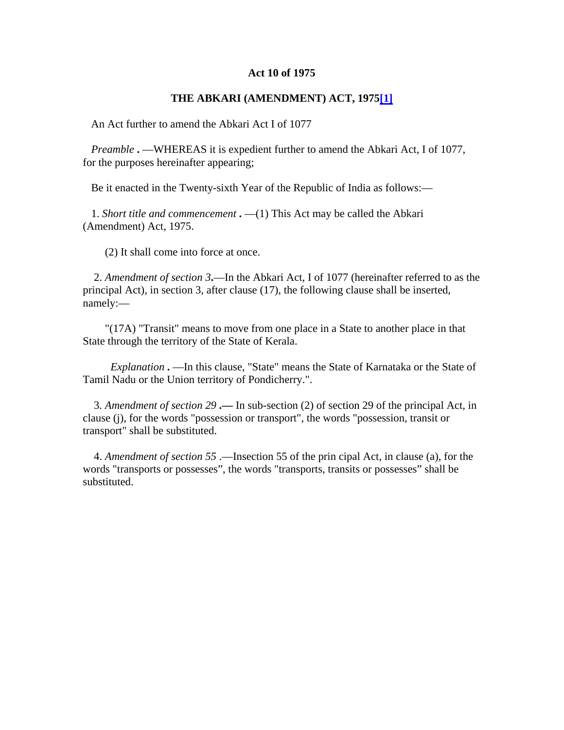**Act 10 of 1975**

**THE ABKARI (AMENDMENT) ACT, 1975[1]**

An Act further to amend the Abkari Act I of 1077

*Preamble* **.** —WHEREAS it is expedient further to amend the Abkari Act, I of 1077, for the purposes hereinafter appearing;

Be it enacted in the Twenty-sixth Year of the Republic of India as follows:—

1. *Short title and commencement* **.** —(1) This Act may be called the Abkari (Amendment) Act, 1975.

(2) It shall come into force at once.

2. *Amendment of section 3***.**—In the Abkari Act, I of 1077 (hereinafter referred to as the principal Act), in section 3, after clause (17), the following clause shall be inserted, namely:—

"(17A) "Transit" means to move from one place in a State to another place in that State through the territory of the State of Kerala.

*Explanation* **.** —In this clause, "State" means the State of Karnataka or the State of Tamil Nadu or the Union territory of Pondicherry.".

3. *Amendment of section 29* **.—** In sub-section (2) of section 29 of the principal Act, in clause (j), for the words "possession or transport", the words "possession, transit or transport" shall be substituted.

4. *Amendment of section 55* .—Insection 55 of the prin cipal Act, in clause (a), for the words "transports or possesses", the words "transports, transits or possesses" shall be substituted.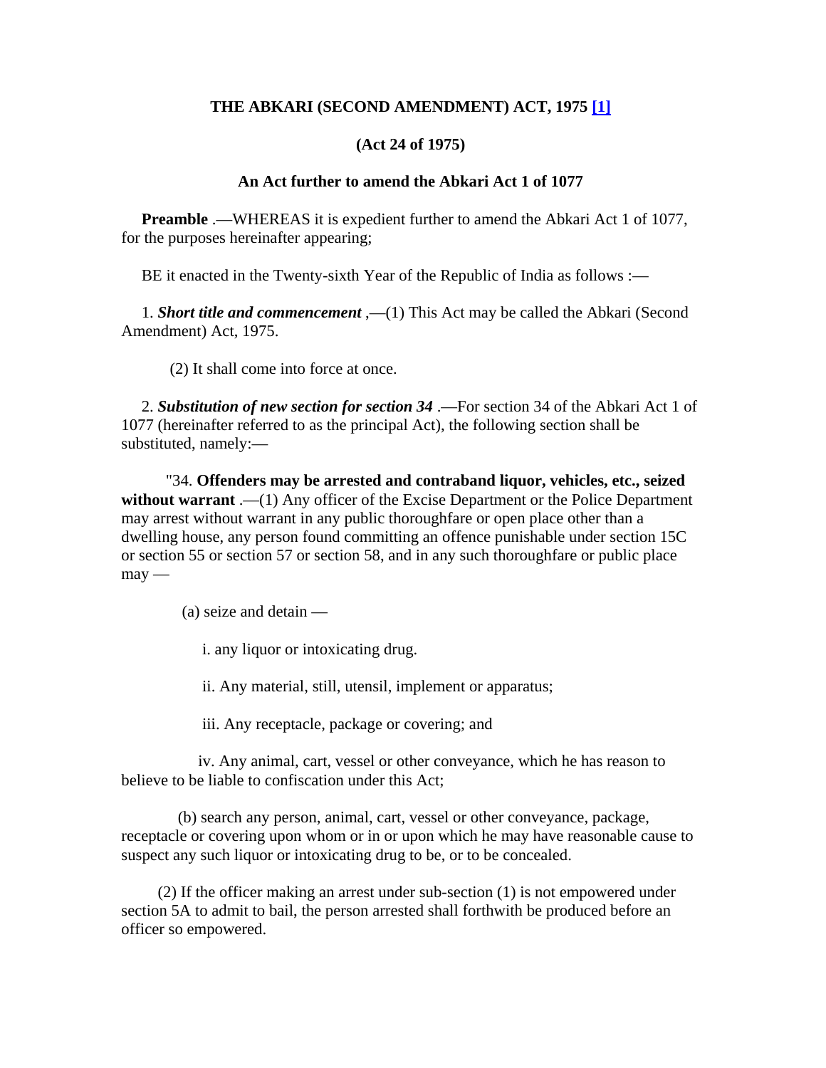**THE ABKARI (SECOND AMENDMENT) ACT, 1975 [1]**

**(Act 24 of 1975)**

**An Act further to amend the Abkari Act 1 of 1077**

**Preamble** .—WHEREAS it is expedient further to amend the Abkari Act 1 of 1077, for the purposes hereinafter appearing;

BE it enacted in the Twenty-sixth Year of the Republic of India as follows :—

1. ***Short title and commencement*** ,—(1) This Act may be called the Abkari (Second Amendment) Act, 1975.

(2) It shall come into force at once.

2. ***Substitution of new section for section 34*** .—For section 34 of the Abkari Act 1 of 1077 (hereinafter referred to as the principal Act), the following section shall be substituted, namely:—

"34. **Offenders may be arrested and contraband liquor, vehicles, etc., seized without warrant** .—(1) Any officer of the Excise Department or the Police Department may arrest without warrant in any public thoroughfare or open place other than a dwelling house, any person found committing an offence punishable under section 15C or section 55 or section 57 or section 58, and in any such thoroughfare or public place may —

(a) seize and detain —

i. any liquor or intoxicating drug.

ii. Any material, still, utensil, implement or apparatus;

iii. Any receptacle, package or covering; and

iv. Any animal, cart, vessel or other conveyance, which he has reason to believe to be liable to confiscation under this Act;

(b) search any person, animal, cart, vessel or other conveyance, package, receptacle or covering upon whom or in or upon which he may have reasonable cause to suspect any such liquor or intoxicating drug to be, or to be concealed.

(2) If the officer making an arrest under sub-section (1) is not empowered under section 5A to admit to bail, the person arrested shall forthwith be produced before an officer so empowered.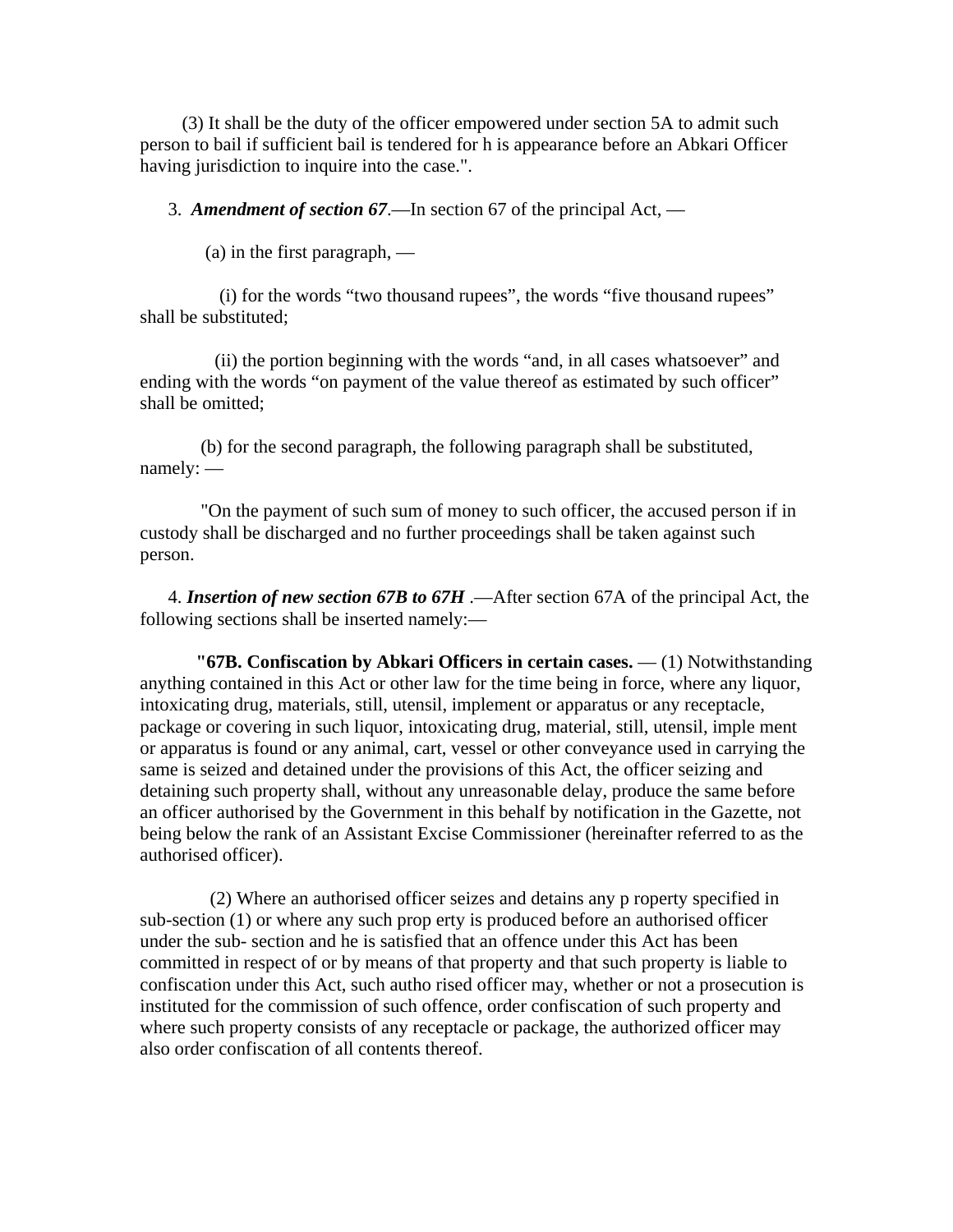(3) It shall be the duty of the officer empowered under section 5A to admit such person to bail if sufficient bail is tendered for h is appearance before an Abkari Officer having jurisdiction to inquire into the case.".

3. ***Amendment of section 67***.—In section 67 of the principal Act, —

(a) in the first paragraph, —

(i) for the words "two thousand rupees", the words "five thousand rupees" shall be substituted;

(ii) the portion beginning with the words "and, in all cases whatsoever" and ending with the words "on payment of the value thereof as estimated by such officer" shall be omitted;

(b) for the second paragraph, the following paragraph shall be substituted, namely: —

"On the payment of such sum of money to such officer, the accused person if in custody shall be discharged and no further proceedings shall be taken against such person.

4. ***Insertion of new section 67B to 67H*** .—After section 67A of the principal Act, the following sections shall be inserted namely:—

**"67B. Confiscation by Abkari Officers in certain cases.** — (1) Notwithstanding anything contained in this Act or other law for the time being in force, where any liquor, intoxicating drug, materials, still, utensil, implement or apparatus or any receptacle, package or covering in such liquor, intoxicating drug, material, still, utensil, imple ment or apparatus is found or any animal, cart, vessel or other conveyance used in carrying the same is seized and detained under the provisions of this Act, the officer seizing and detaining such property shall, without any unreasonable delay, produce the same before an officer authorised by the Government in this behalf by notification in the Gazette, not being below the rank of an Assistant Excise Commissioner (hereinafter referred to as the authorised officer).

(2) Where an authorised officer seizes and detains any p roperty specified in sub-section (1) or where any such prop erty is produced before an authorised officer under the sub- section and he is satisfied that an offence under this Act has been committed in respect of or by means of that property and that such property is liable to confiscation under this Act, such autho rised officer may, whether or not a prosecution is instituted for the commission of such offence, order confiscation of such property and where such property consists of any receptacle or package, the authorized officer may also order confiscation of all contents thereof.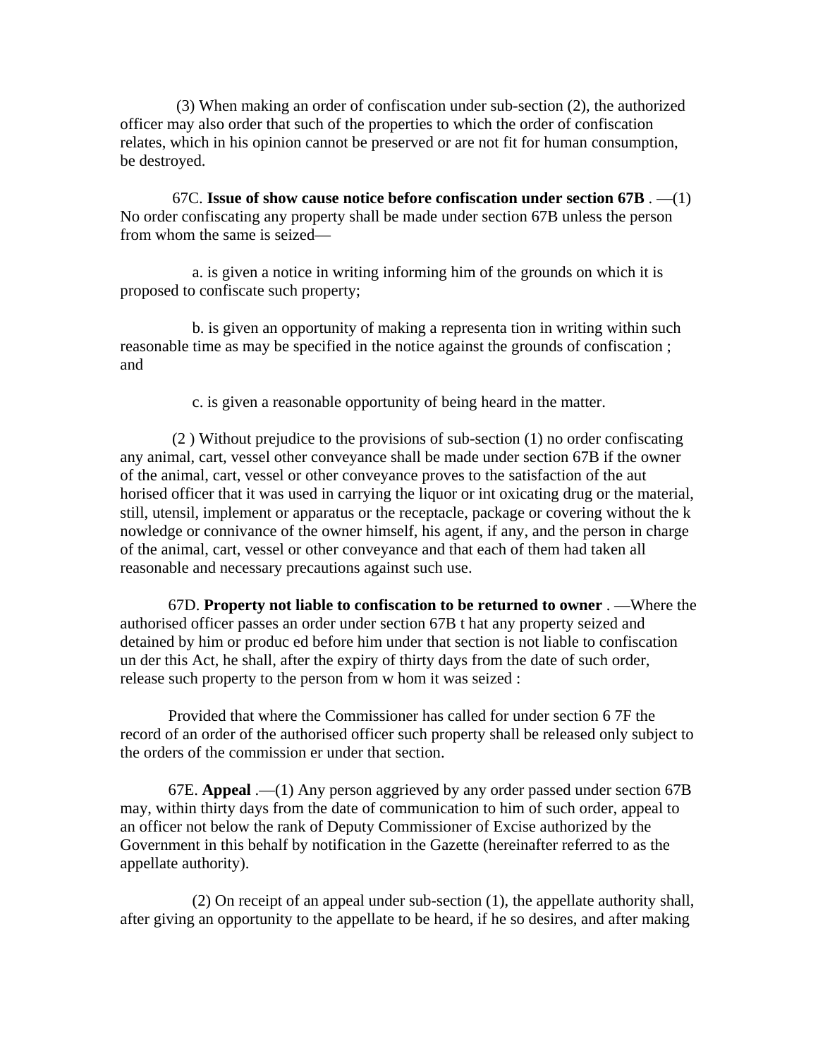(3) When making an order of confiscation under sub-section (2), the authorized officer may also order that such of the properties to which the order of confiscation relates, which in his opinion cannot be preserved or are not fit for human consumption, be destroyed.

67C. **Issue of show cause notice before confiscation under section 67B** . —(1) No order confiscating any property shall be made under section 67B unless the person from whom the same is seized—

a. is given a notice in writing informing him of the grounds on which it is proposed to confiscate such property;

b. is given an opportunity of making a representa tion in writing within such reasonable time as may be specified in the notice against the grounds of confiscation ; and

c. is given a reasonable opportunity of being heard in the matter.

(2 ) Without prejudice to the provisions of sub-section (1) no order confiscating any animal, cart, vessel other conveyance shall be made under section 67B if the owner of the animal, cart, vessel or other conveyance proves to the satisfaction of the aut horised officer that it was used in carrying the liquor or int oxicating drug or the material, still, utensil, implement or apparatus or the receptacle, package or covering without the k nowledge or connivance of the owner himself, his agent, if any, and the person in charge of the animal, cart, vessel or other conveyance and that each of them had taken all reasonable and necessary precautions against such use.

67D. **Property not liable to confiscation to be returned to owner** . —Where the authorised officer passes an order under section 67B t hat any property seized and detained by him or produc ed before him under that section is not liable to confiscation un der this Act, he shall, after the expiry of thirty days from the date of such order, release such property to the person from w hom it was seized :

Provided that where the Commissioner has called for under section 6 7F the record of an order of the authorised officer such property shall be released only subject to the orders of the commission er under that section.

67E. **Appeal** .—(1) Any person aggrieved by any order passed under section 67B may, within thirty days from the date of communication to him of such order, appeal to an officer not below the rank of Deputy Commissioner of Excise authorized by the Government in this behalf by notification in the Gazette (hereinafter referred to as the appellate authority).

(2) On receipt of an appeal under sub-section (1), the appellate authority shall, after giving an opportunity to the appellate to be heard, if he so desires, and after making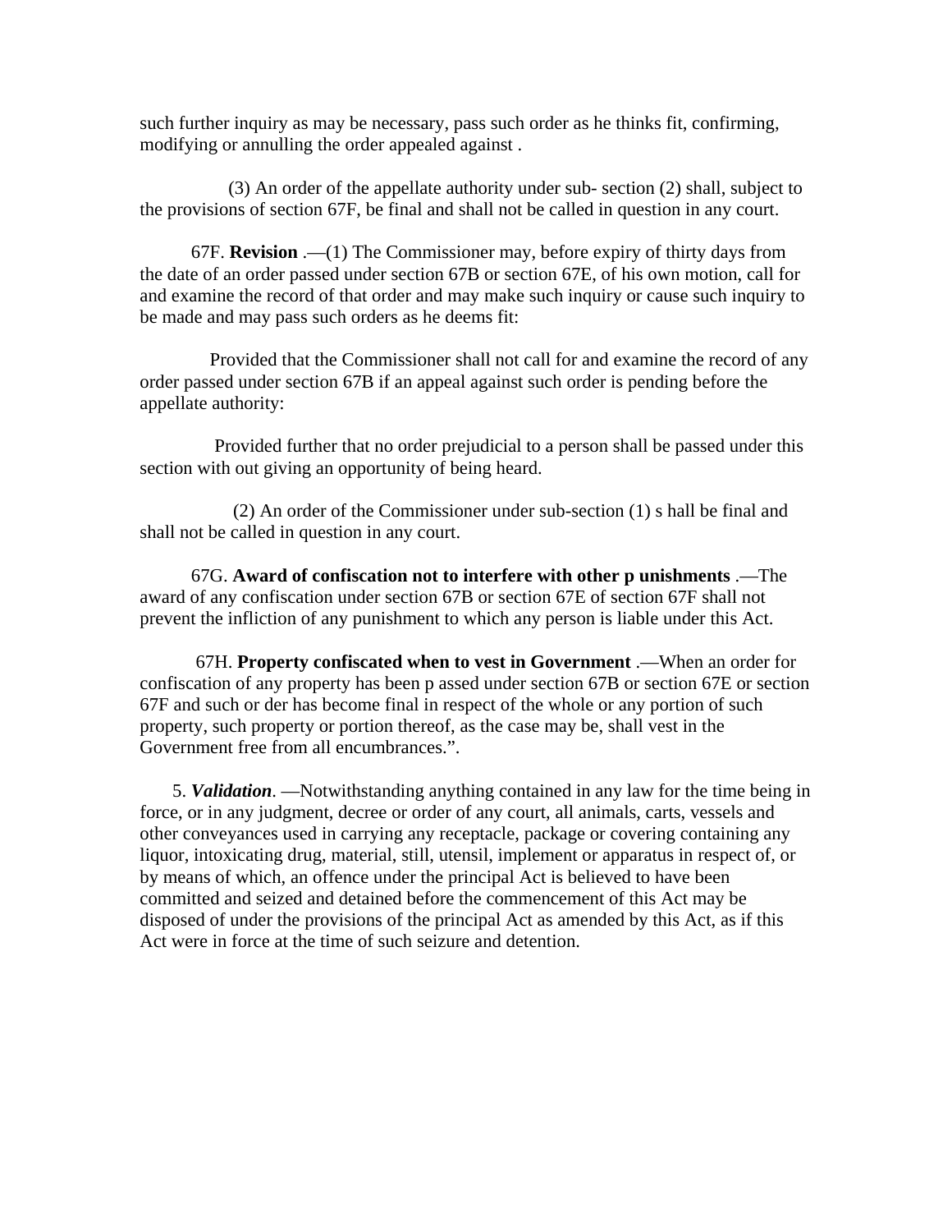such further inquiry as may be necessary, pass such order as he thinks fit, confirming, modifying or annulling the order appealed against .

(3) An order of the appellate authority under sub- section (2) shall, subject to the provisions of section 67F, be final and shall not be called in question in any court.

67F. **Revision** .—(1) The Commissioner may, before expiry of thirty days from the date of an order passed under section 67B or section 67E, of his own motion, call for and examine the record of that order and may make such inquiry or cause such inquiry to be made and may pass such orders as he deems fit:

Provided that the Commissioner shall not call for and examine the record of any order passed under section 67B if an appeal against such order is pending before the appellate authority:

Provided further that no order prejudicial to a person shall be passed under this section with out giving an opportunity of being heard.

(2) An order of the Commissioner under sub-section (1) s hall be final and shall not be called in question in any court.

67G. **Award of confiscation not to interfere with other p unishments** .—The award of any confiscation under section 67B or section 67E of section 67F shall not prevent the infliction of any punishment to which any person is liable under this Act.

67H. **Property confiscated when to vest in Government** .—When an order for confiscation of any property has been p assed under section 67B or section 67E or section 67F and such or der has become final in respect of the whole or any portion of such property, such property or portion thereof, as the case may be, shall vest in the Government free from all encumbrances.".

5. ***Validation***. —Notwithstanding anything contained in any law for the time being in force, or in any judgment, decree or order of any court, all animals, carts, vessels and other conveyances used in carrying any receptacle, package or covering containing any liquor, intoxicating drug, material, still, utensil, implement or apparatus in respect of, or by means of which, an offence under the principal Act is believed to have been committed and seized and detained before the commencement of this Act may be disposed of under the provisions of the principal Act as amended by this Act, as if this Act were in force at the time of such seizure and detention.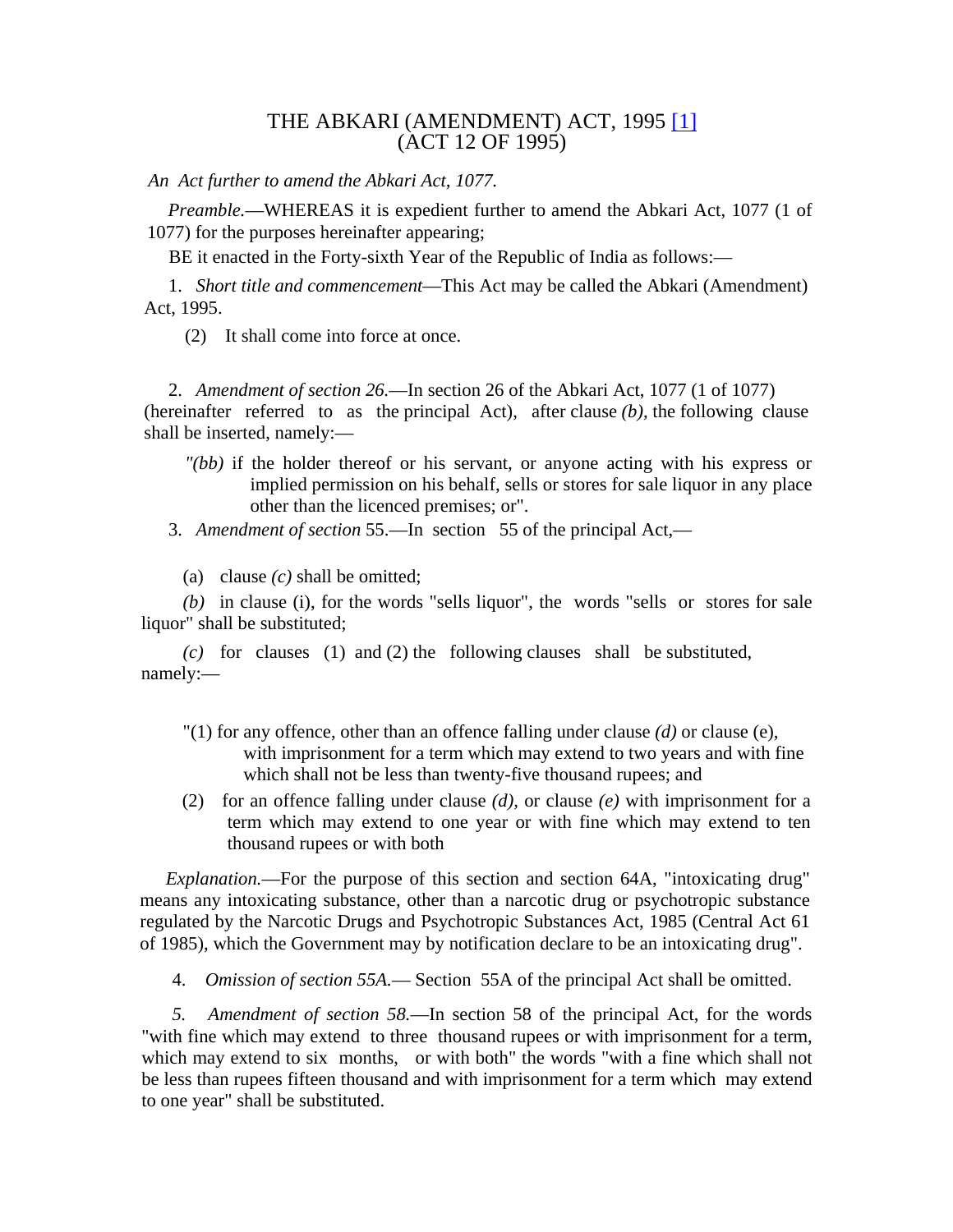# THE ABKARI (AMENDMENT) ACT, 1995 [1]
# (ACT 12 OF 1995)

*An Act further to amend the Abkari Act, 1077.*

*Preamble.*—WHEREAS it is expedient further to amend the Abkari Act, 1077 (1 of 1077) for the purposes hereinafter appearing;

BE it enacted in the Forty-sixth Year of the Republic of India as follows:—

1. *Short title and commencement*—This Act may be called the Abkari (Amendment) Act, 1995.

(2) It shall come into force at once.

2. *Amendment of section 26.*—In section 26 of the Abkari Act, 1077 (1 of 1077) (hereinafter referred to as the principal Act), after clause *(b)*, the following clause shall be inserted, namely:—

"*(bb)* if the holder thereof or his servant, or anyone acting with his express or implied permission on his behalf, sells or stores for sale liquor in any place other than the licenced premises; or".

3. *Amendment of section* 55.—In section 55 of the principal Act,—

(a) clause *(c)* shall be omitted;

*(b)* in clause (i), for the words "sells liquor", the words "sells or stores for sale liquor" shall be substituted;

*(c)* for clauses (1) and (2) the following clauses shall be substituted, namely:—

"(1) for any offence, other than an offence falling under clause *(d)* or clause (e), with imprisonment for a term which may extend to two years and with fine which shall not be less than twenty-five thousand rupees; and

(2) for an offence falling under clause *(d)*, or clause *(e)* with imprisonment for a term which may extend to one year or with fine which may extend to ten thousand rupees or with both

*Explanation.*—For the purpose of this section and section 64A, "intoxicating drug" means any intoxicating substance, other than a narcotic drug or psychotropic substance regulated by the Narcotic Drugs and Psychotropic Substances Act, 1985 (Central Act 61 of 1985), which the Government may by notification declare to be an intoxicating drug".

4. *Omission of section 55A.*— Section 55A of the principal Act shall be omitted.

*5. Amendment of section 58.*—In section 58 of the principal Act, for the words "with fine which may extend to three thousand rupees or with imprisonment for a term, which may extend to six months, or with both" the words "with a fine which shall not be less than rupees fifteen thousand and with imprisonment for a term which may extend to one year" shall be substituted.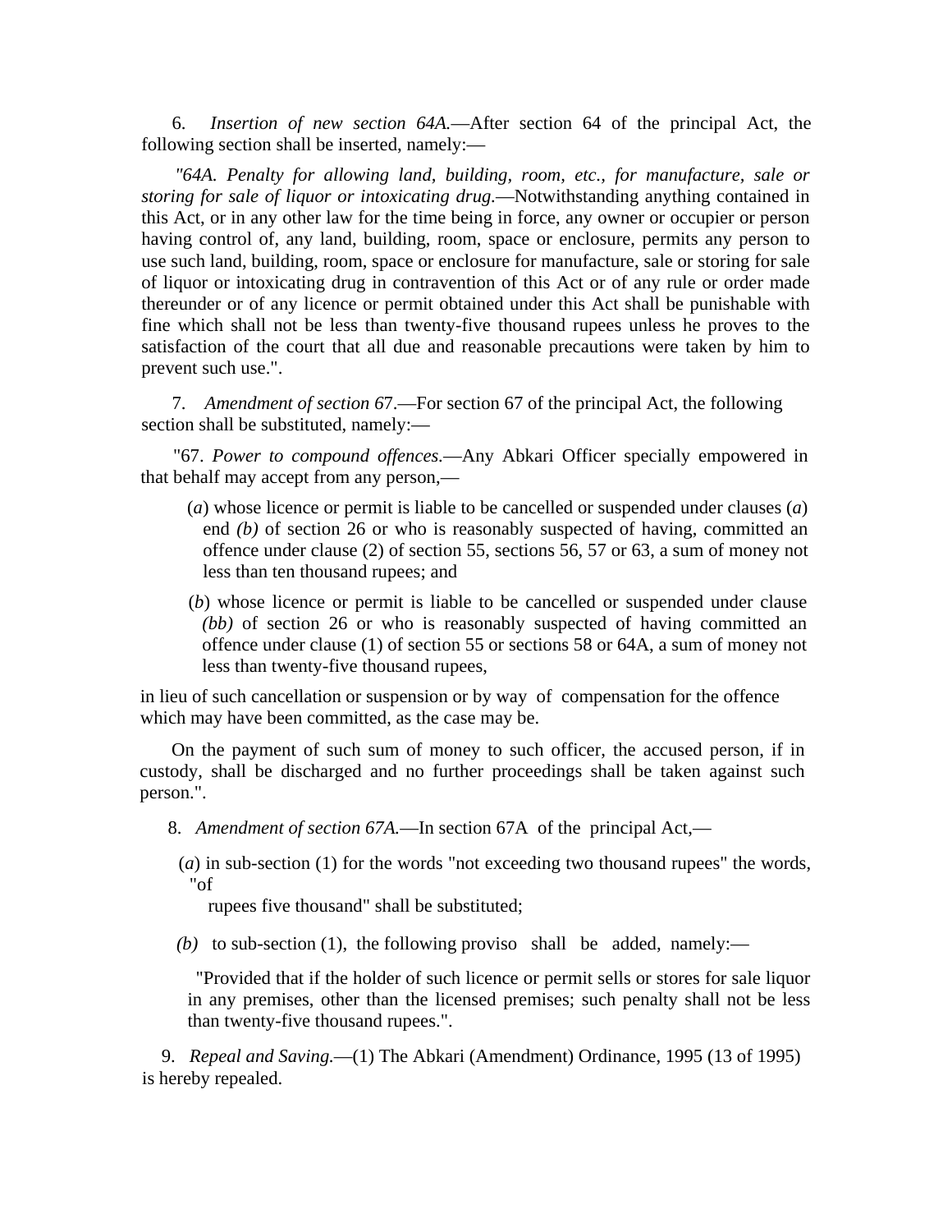6. *Insertion of new section 64A.*—After section 64 of the principal Act, the following section shall be inserted, namely:—

*"64A. Penalty for allowing land, building, room, etc., for manufacture, sale or storing for sale of liquor or intoxicating drug.*—Notwithstanding anything contained in this Act, or in any other law for the time being in force, any owner or occupier or person having control of, any land, building, room, space or enclosure, permits any person to use such land, building, room, space or enclosure for manufacture, sale or storing for sale of liquor or intoxicating drug in contravention of this Act or of any rule or order made thereunder or of any licence or permit obtained under this Act shall be punishable with fine which shall not be less than twenty-five thousand rupees unless he proves to the satisfaction of the court that all due and reasonable precautions were taken by him to prevent such use.".

7. *Amendment of section 6*7.—For section 67 of the principal Act, the following section shall be substituted, namely:—

"67. *Power to compound offences.*—Any Abkari Officer specially empowered in that behalf may accept from any person,—

(*a*) whose licence or permit is liable to be cancelled or suspended under clauses (*a*) end *(b)* of section 26 or who is reasonably suspected of having, committed an offence under clause (2) of section 55, sections 56, 57 or 63, a sum of money not less than ten thousand rupees; and

(*b*) whose licence or permit is liable to be cancelled or suspended under clause *(bb)* of section 26 or who is reasonably suspected of having committed an offence under clause (1) of section 55 or sections 58 or 64A, a sum of money not less than twenty-five thousand rupees,

in lieu of such cancellation or suspension or by way of compensation for the offence which may have been committed, as the case may be.

On the payment of such sum of money to such officer, the accused person, if in custody, shall be discharged and no further proceedings shall be taken against such person.".

8. *Amendment of section 67A.*—In section 67A of the principal Act,—

(*a*) in sub-section (1) for the words "not exceeding two thousand rupees" the words, "of rupees five thousand" shall be substituted;

*(b)* to sub-section (1), the following proviso shall be added, namely:—

"Provided that if the holder of such licence or permit sells or stores for sale liquor in any premises, other than the licensed premises; such penalty shall not be less than twenty-five thousand rupees.".

9. *Repeal and Saving.*—(1) The Abkari (Amendment) Ordinance, 1995 (13 of 1995) is hereby repealed.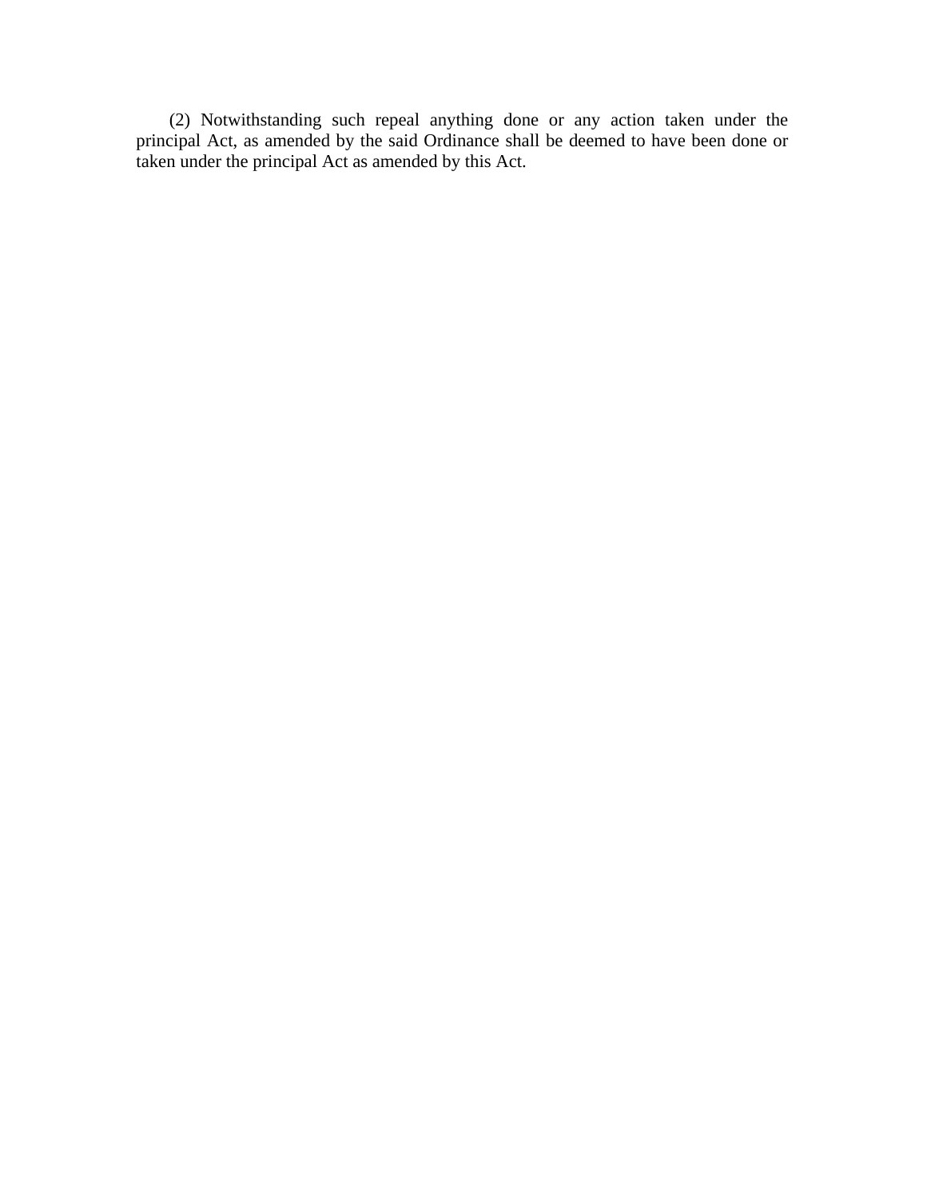(2) Notwithstanding such repeal anything done or any action taken under the principal Act, as amended by the said Ordinance shall be deemed to have been done or taken under the principal Act as amended by this Act.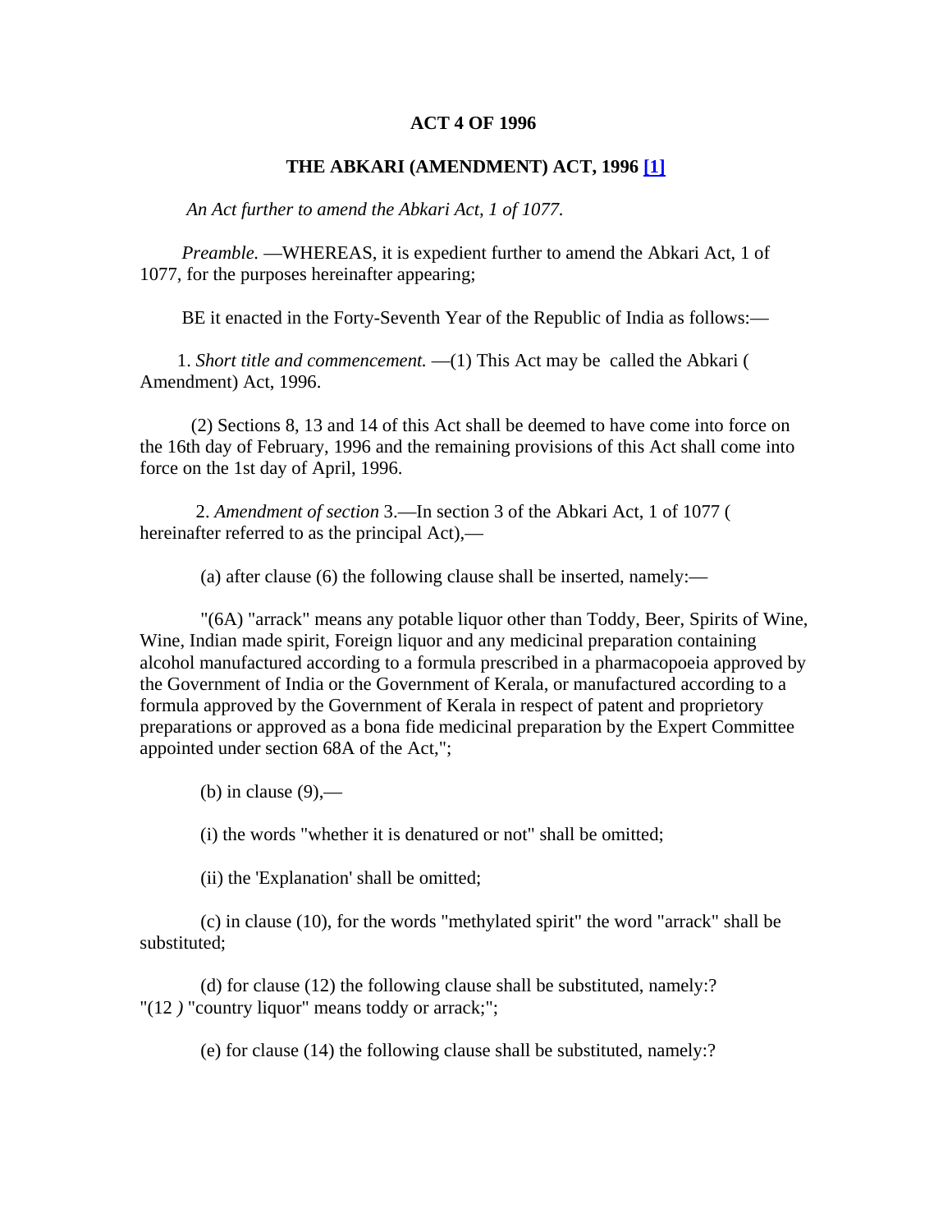**ACT 4 OF 1996**

**THE ABKARI (AMENDMENT) ACT, 1996 [1]**

*An Act further to amend the Abkari Act, 1 of 1077.*

*Preamble.* —WHEREAS, it is expedient further to amend the Abkari Act, 1 of 1077, for the purposes hereinafter appearing;

BE it enacted in the Forty-Seventh Year of the Republic of India as follows:—

1. *Short title and commencement.* —(1) This Act may be called the Abkari ( Amendment) Act, 1996.

(2) Sections 8, 13 and 14 of this Act shall be deemed to have come into force on the 16th day of February, 1996 and the remaining provisions of this Act shall come into force on the 1st day of April, 1996.

2. *Amendment of section* 3.—In section 3 of the Abkari Act, 1 of 1077 ( hereinafter referred to as the principal Act),—

(a) after clause (6) the following clause shall be inserted, namely:—

"(6A) "arrack" means any potable liquor other than Toddy, Beer, Spirits of Wine, Wine, Indian made spirit, Foreign liquor and any medicinal preparation containing alcohol manufactured according to a formula prescribed in a pharmacopoeia approved by the Government of India or the Government of Kerala, or manufactured according to a formula approved by the Government of Kerala in respect of patent and proprietory preparations or approved as a bona fide medicinal preparation by the Expert Committee appointed under section 68A of the Act,";

(b) in clause (9),—

(i) the words "whether it is denatured or not" shall be omitted;

(ii) the 'Explanation' shall be omitted;

(c) in clause (10), for the words "methylated spirit" the word "arrack" shall be substituted;

(d) for clause (12) the following clause shall be substituted, namely:? "(12 *)* "country liquor" means toddy or arrack;";

(e) for clause (14) the following clause shall be substituted, namely:?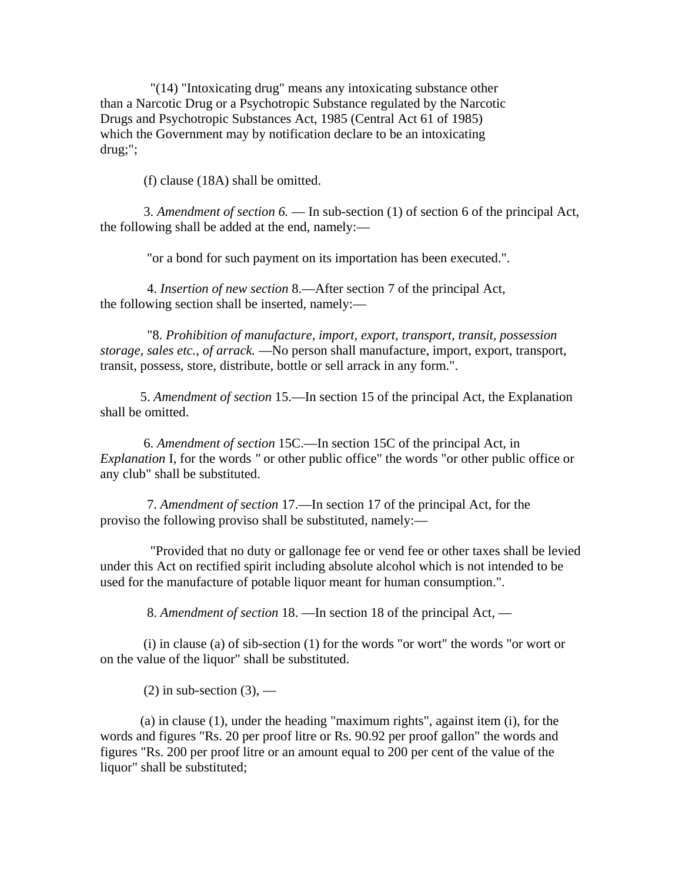"(14) "Intoxicating drug" means any intoxicating substance other than a Narcotic Drug or a Psychotropic Substance regulated by the Narcotic Drugs and Psychotropic Substances Act, 1985 (Central Act 61 of 1985) which the Government may by notification declare to be an intoxicating drug;";

(f) clause (18A) shall be omitted.

3. *Amendment of section 6.* — In sub-section (1) of section 6 of the principal Act, the following shall be added at the end, namely:—

"or a bond for such payment on its importation has been executed.".

4. *Insertion of new section* 8.—After section 7 of the principal Act, the following section shall be inserted, namely:—

"8. *Prohibition of manufacture, import, export, transport, transit, possession storage, sales etc., of arrack.* —No person shall manufacture, import, export, transport, transit, possess, store, distribute, bottle or sell arrack in any form.".

5. *Amendment of section* 15.—In section 15 of the principal Act, the Explanation shall be omitted.

6. *Amendment of section* 15C.—In section 15C of the principal Act, in *Explanation* I, for the words *"* or other public office" the words "or other public office or any club" shall be substituted.

7. *Amendment of section* 17.—In section 17 of the principal Act, for the proviso the following proviso shall be substituted, namely:—

"Provided that no duty or gallonage fee or vend fee or other taxes shall be levied under this Act on rectified spirit including absolute alcohol which is not intended to be used for the manufacture of potable liquor meant for human consumption.".

8. *Amendment of section* 18. —In section 18 of the principal Act, —

(i) in clause (a) of sib-section (1) for the words "or wort" the words "or wort or on the value of the liquor" shall be substituted.

(2) in sub-section (3), —

(a) in clause (1), under the heading "maximum rights", against item (i), for the words and figures "Rs. 20 per proof litre or Rs. 90.92 per proof gallon" the words and figures "Rs. 200 per proof litre or an amount equal to 200 per cent of the value of the liquor" shall be substituted;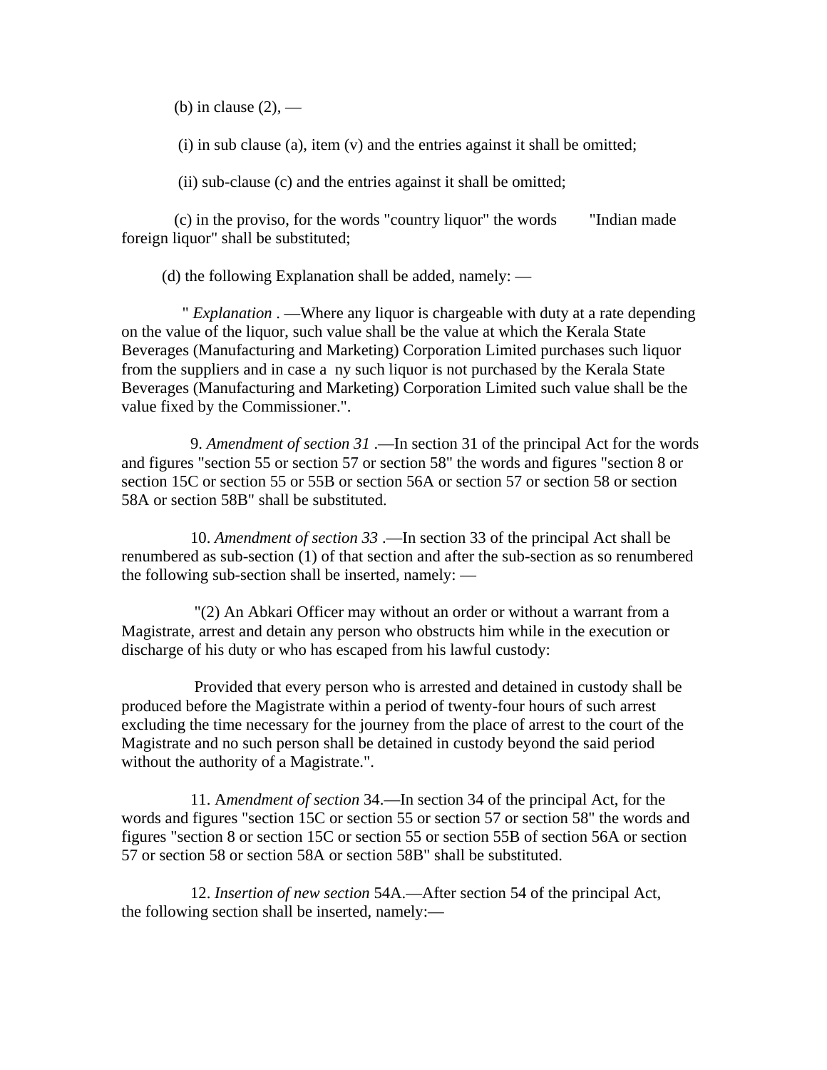(b) in clause (2), —

(i) in sub clause (a), item (v) and the entries against it shall be omitted;

(ii) sub-clause (c) and the entries against it shall be omitted;

(c) in the proviso, for the words "country liquor" the words "Indian made foreign liquor" shall be substituted;

(d) the following Explanation shall be added, namely: —

" *Explanation* . —Where any liquor is chargeable with duty at a rate depending on the value of the liquor, such value shall be the value at which the Kerala State Beverages (Manufacturing and Marketing) Corporation Limited purchases such liquor from the suppliers and in case a ny such liquor is not purchased by the Kerala State Beverages (Manufacturing and Marketing) Corporation Limited such value shall be the value fixed by the Commissioner.".

9. *Amendment of section 31* .—In section 31 of the principal Act for the words and figures "section 55 or section 57 or section 58" the words and figures "section 8 or section 15C or section 55 or 55B or section 56A or section 57 or section 58 or section 58A or section 58B" shall be substituted.

10. *Amendment of section 33* .—In section 33 of the principal Act shall be renumbered as sub-section (1) of that section and after the sub-section as so renumbered the following sub-section shall be inserted, namely: —

"(2) An Abkari Officer may without an order or without a warrant from a Magistrate, arrest and detain any person who obstructs him while in the execution or discharge of his duty or who has escaped from his lawful custody:

Provided that every person who is arrested and detained in custody shall be produced before the Magistrate within a period of twenty-four hours of such arrest excluding the time necessary for the journey from the place of arrest to the court of the Magistrate and no such person shall be detained in custody beyond the said period without the authority of a Magistrate.".

11. A*mendment of section* 34.—In section 34 of the principal Act, for the words and figures "section 15C or section 55 or section 57 or section 58" the words and figures "section 8 or section 15C or section 55 or section 55B of section 56A or section 57 or section 58 or section 58A or section 58B" shall be substituted.

12. *Insertion of new section* 54A.—After section 54 of the principal Act, the following section shall be inserted, namely:—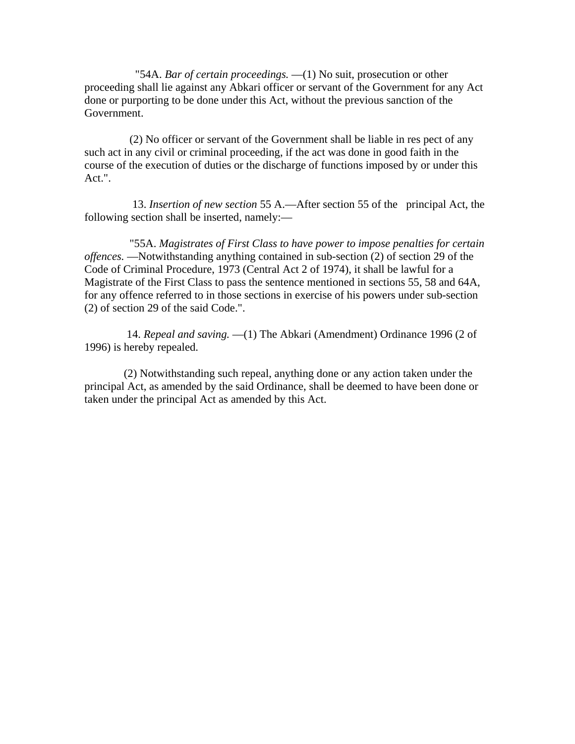"54A. *Bar of certain proceedings.* —(1) No suit, prosecution or other proceeding shall lie against any Abkari officer or servant of the Government for any Act done or purporting to be done under this Act, without the previous sanction of the Government.

(2) No officer or servant of the Government shall be liable in res pect of any such act in any civil or criminal proceeding, if the act was done in good faith in the course of the execution of duties or the discharge of functions imposed by or under this Act.".

13. *Insertion of new section* 55 A.—After section 55 of the principal Act, the following section shall be inserted, namely:—

"55A. *Magistrates of First Class to have power to impose penalties for certain offences.* —Notwithstanding anything contained in sub-section (2) of section 29 of the Code of Criminal Procedure, 1973 (Central Act 2 of 1974), it shall be lawful for a Magistrate of the First Class to pass the sentence mentioned in sections 55, 58 and 64A, for any offence referred to in those sections in exercise of his powers under sub-section (2) of section 29 of the said Code.".

14. *Repeal and saving.* —(1) The Abkari (Amendment) Ordinance 1996 (2 of 1996) is hereby repealed.

(2) Notwithstanding such repeal, anything done or any action taken under the principal Act, as amended by the said Ordinance, shall be deemed to have been done or taken under the principal Act as amended by this Act.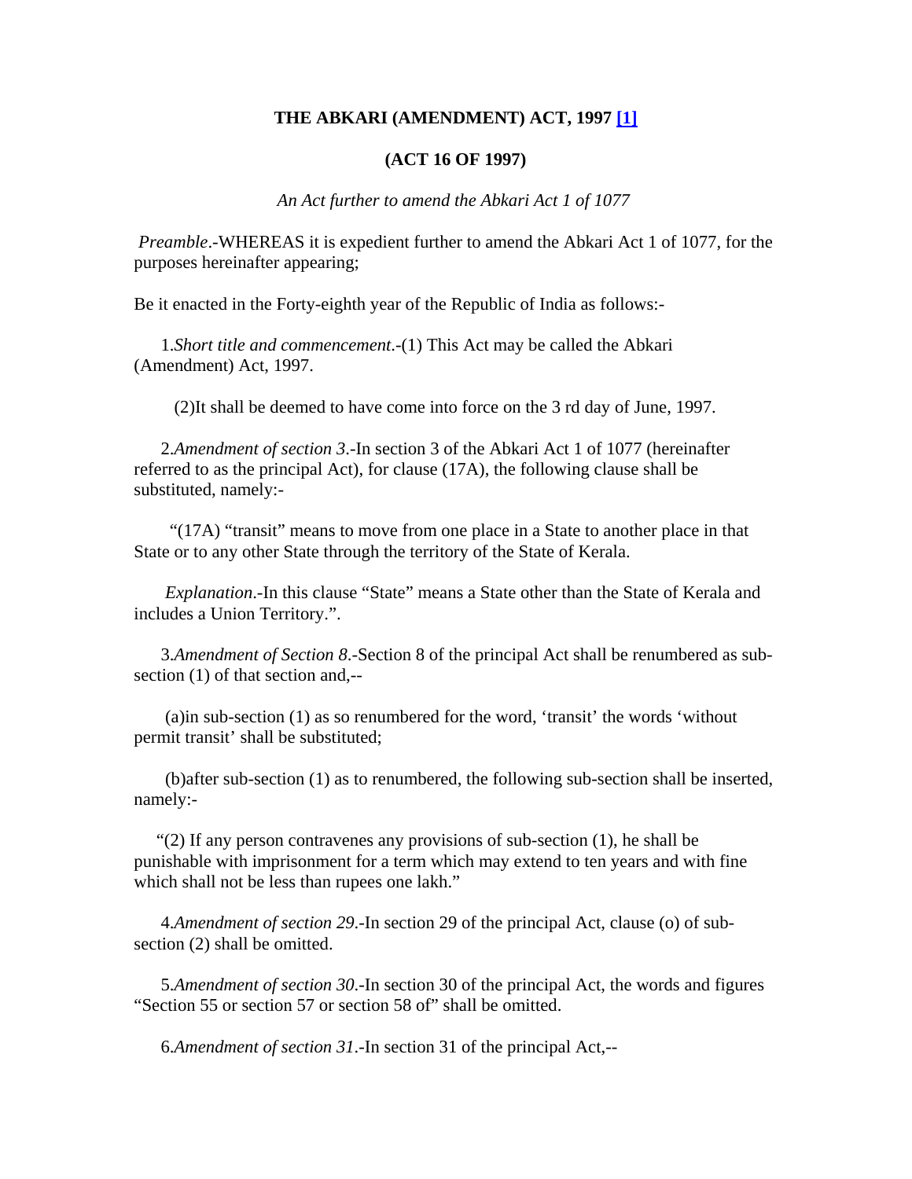**THE ABKARI (AMENDMENT) ACT, 1997 [1]**

**(ACT 16 OF 1997)**

*An Act further to amend the Abkari Act 1 of 1077*

*Preamble*.-WHEREAS it is expedient further to amend the Abkari Act 1 of 1077, for the purposes hereinafter appearing;

Be it enacted in the Forty-eighth year of the Republic of India as follows:-

1.*Short title and commencement*.-(1) This Act may be called the Abkari (Amendment) Act, 1997.

(2)It shall be deemed to have come into force on the 3 rd day of June, 1997.

2.*Amendment of section 3*.-In section 3 of the Abkari Act 1 of 1077 (hereinafter referred to as the principal Act), for clause (17A), the following clause shall be substituted, namely:-

"(17A) "transit" means to move from one place in a State to another place in that State or to any other State through the territory of the State of Kerala.

*Explanation*.-In this clause "State" means a State other than the State of Kerala and includes a Union Territory.".

3.*Amendment of Section 8*.-Section 8 of the principal Act shall be renumbered as sub-section (1) of that section and,--

(a)in sub-section (1) as so renumbered for the word, 'transit' the words 'without permit transit' shall be substituted;

(b)after sub-section (1) as to renumbered, the following sub-section shall be inserted, namely:-

"(2) If any person contravenes any provisions of sub-section (1), he shall be punishable with imprisonment for a term which may extend to ten years and with fine which shall not be less than rupees one lakh."

4.*Amendment of section 29*.-In section 29 of the principal Act, clause (o) of sub-section (2) shall be omitted.

5.*Amendment of section 30*.-In section 30 of the principal Act, the words and figures "Section 55 or section 57 or section 58 of" shall be omitted.

6.*Amendment of section 31*.-In section 31 of the principal Act,--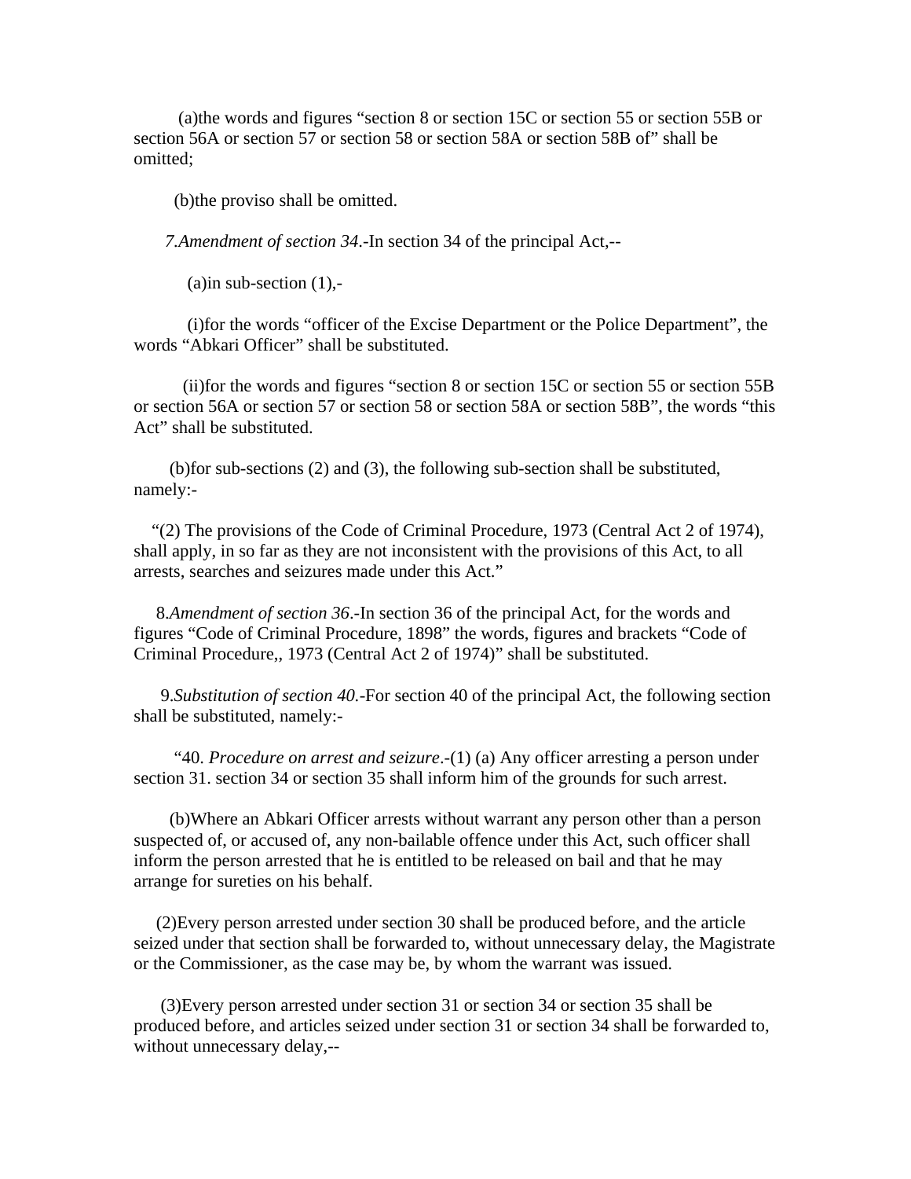(a)the words and figures "section 8 or section 15C or section 55 or section 55B or section 56A or section 57 or section 58 or section 58A or section 58B of" shall be omitted;

(b)the proviso shall be omitted.

*7.Amendment of section 34*.-In section 34 of the principal Act,--

(a)in sub-section (1),-

(i)for the words "officer of the Excise Department or the Police Department", the words "Abkari Officer" shall be substituted.

(ii)for the words and figures "section 8 or section 15C or section 55 or section 55B or section 56A or section 57 or section 58 or section 58A or section 58B", the words "this Act" shall be substituted.

(b)for sub-sections (2) and (3), the following sub-section shall be substituted, namely:-

"(2) The provisions of the Code of Criminal Procedure, 1973 (Central Act 2 of 1974), shall apply, in so far as they are not inconsistent with the provisions of this Act, to all arrests, searches and seizures made under this Act."

8.*Amendment of section 36*.-In section 36 of the principal Act, for the words and figures "Code of Criminal Procedure, 1898" the words, figures and brackets "Code of Criminal Procedure,, 1973 (Central Act 2 of 1974)" shall be substituted.

9.*Substitution of section 40.*-For section 40 of the principal Act, the following section shall be substituted, namely:-

"40. *Procedure on arrest and seizure*.-(1) (a) Any officer arresting a person under section 31. section 34 or section 35 shall inform him of the grounds for such arrest.

(b)Where an Abkari Officer arrests without warrant any person other than a person suspected of, or accused of, any non-bailable offence under this Act, such officer shall inform the person arrested that he is entitled to be released on bail and that he may arrange for sureties on his behalf.

(2)Every person arrested under section 30 shall be produced before, and the article seized under that section shall be forwarded to, without unnecessary delay, the Magistrate or the Commissioner, as the case may be, by whom the warrant was issued.

(3)Every person arrested under section 31 or section 34 or section 35 shall be produced before, and articles seized under section 31 or section 34 shall be forwarded to, without unnecessary delay,--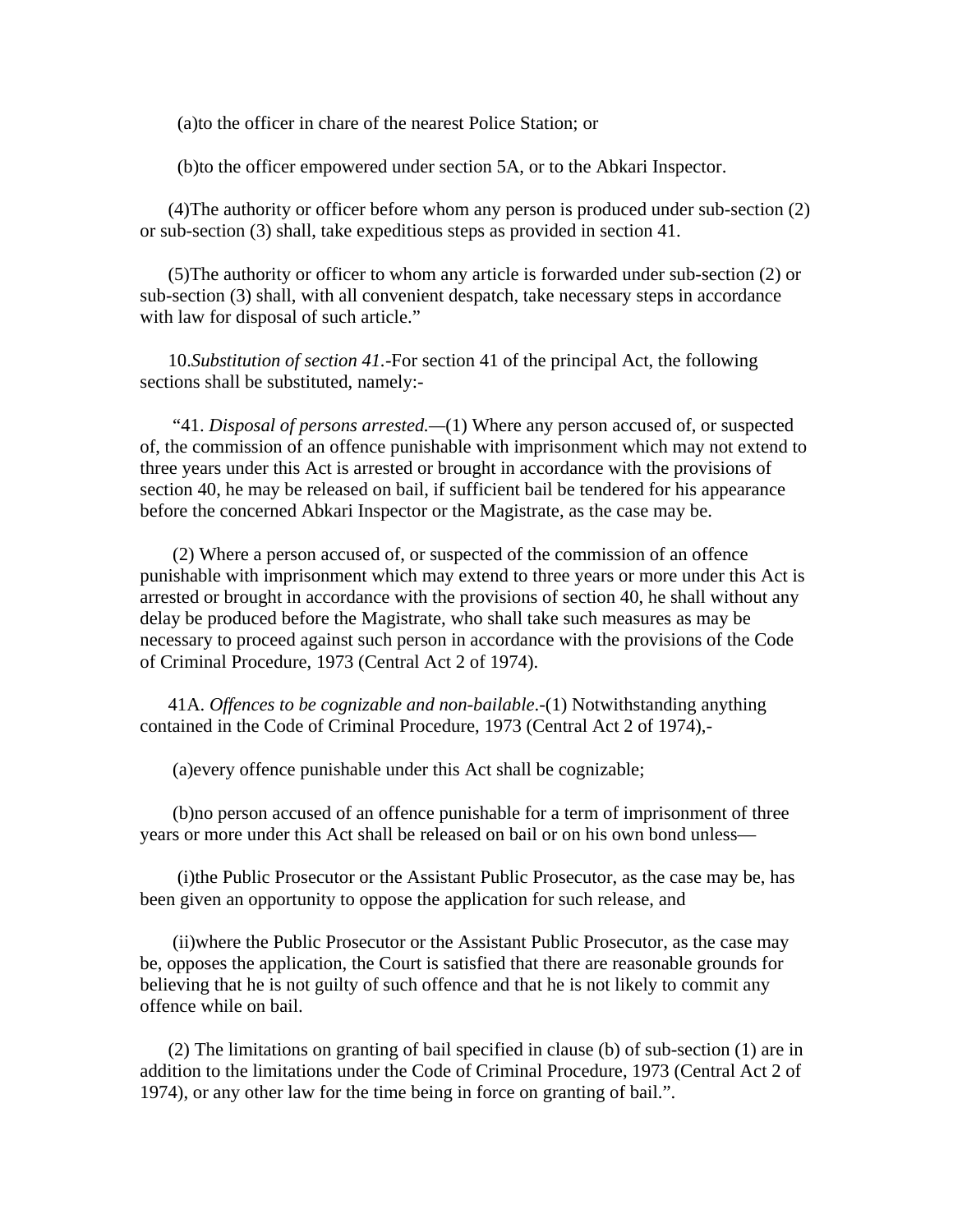(a)to the officer in chare of the nearest Police Station; or

(b)to the officer empowered under section 5A, or to the Abkari Inspector.

(4)The authority or officer before whom any person is produced under sub-section (2) or sub-section (3) shall, take expeditious steps as provided in section 41.

(5)The authority or officer to whom any article is forwarded under sub-section (2) or sub-section (3) shall, with all convenient despatch, take necessary steps in accordance with law for disposal of such article."

10.*Substitution of section 41*.-For section 41 of the principal Act, the following sections shall be substituted, namely:-

"41. *Disposal of persons arrested.*—(1) Where any person accused of, or suspected of, the commission of an offence punishable with imprisonment which may not extend to three years under this Act is arrested or brought in accordance with the provisions of section 40, he may be released on bail, if sufficient bail be tendered for his appearance before the concerned Abkari Inspector or the Magistrate, as the case may be.

(2) Where a person accused of, or suspected of the commission of an offence punishable with imprisonment which may extend to three years or more under this Act is arrested or brought in accordance with the provisions of section 40, he shall without any delay be produced before the Magistrate, who shall take such measures as may be necessary to proceed against such person in accordance with the provisions of the Code of Criminal Procedure, 1973 (Central Act 2 of 1974).

41A. *Offences to be cognizable and non-bailable*.-(1) Notwithstanding anything contained in the Code of Criminal Procedure, 1973 (Central Act 2 of 1974),-

(a)every offence punishable under this Act shall be cognizable;

(b)no person accused of an offence punishable for a term of imprisonment of three years or more under this Act shall be released on bail or on his own bond unless—

(i)the Public Prosecutor or the Assistant Public Prosecutor, as the case may be, has been given an opportunity to oppose the application for such release, and

(ii)where the Public Prosecutor or the Assistant Public Prosecutor, as the case may be, opposes the application, the Court is satisfied that there are reasonable grounds for believing that he is not guilty of such offence and that he is not likely to commit any offence while on bail.

(2) The limitations on granting of bail specified in clause (b) of sub-section (1) are in addition to the limitations under the Code of Criminal Procedure, 1973 (Central Act 2 of 1974), or any other law for the time being in force on granting of bail.".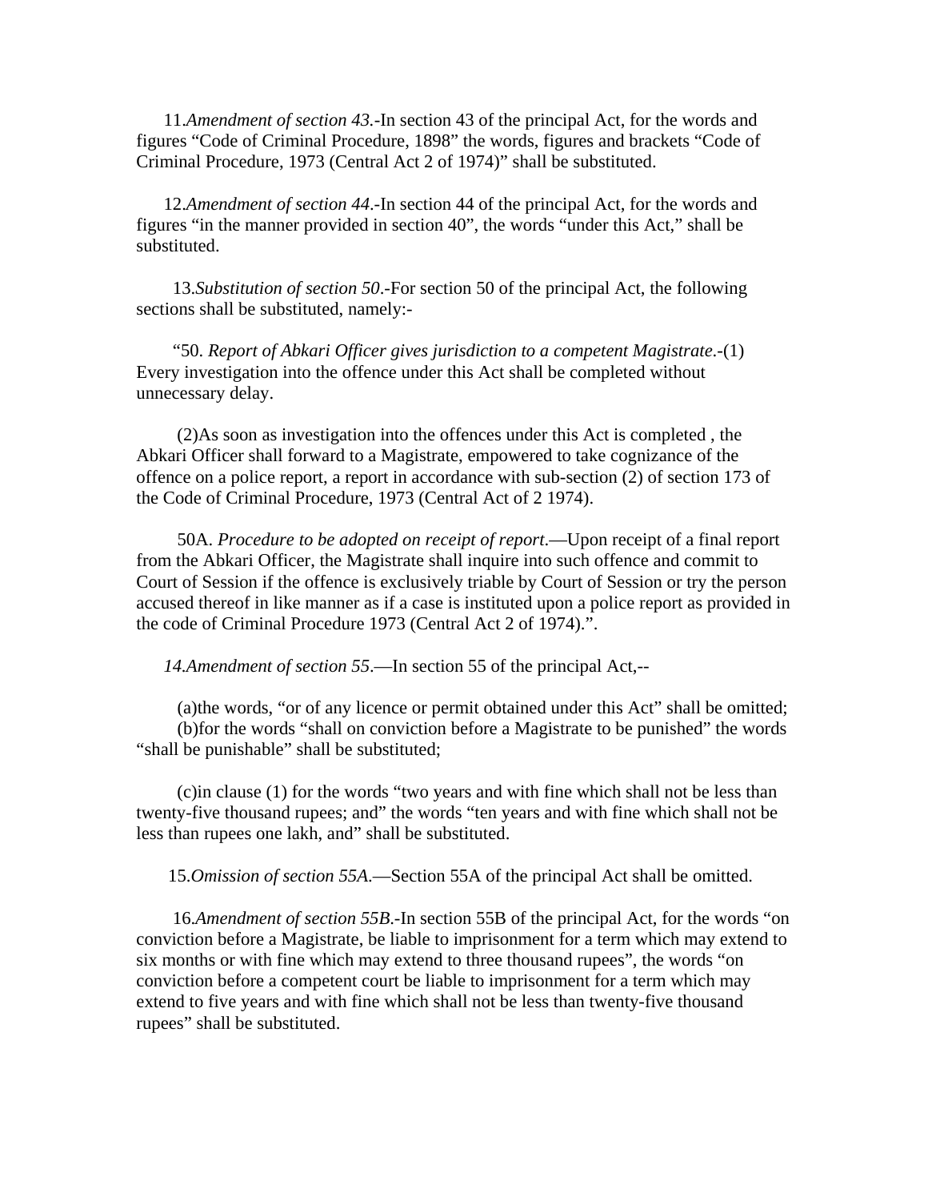11.*Amendment of section 43*.-In section 43 of the principal Act, for the words and figures "Code of Criminal Procedure, 1898" the words, figures and brackets "Code of Criminal Procedure, 1973 (Central Act 2 of 1974)" shall be substituted.

12.*Amendment of section 44*.-In section 44 of the principal Act, for the words and figures "in the manner provided in section 40", the words "under this Act," shall be substituted.

13.*Substitution of section 50*.-For section 50 of the principal Act, the following sections shall be substituted, namely:-

"50. *Report of Abkari Officer gives jurisdiction to a competent Magistrate*.-(1) Every investigation into the offence under this Act shall be completed without unnecessary delay.

(2)As soon as investigation into the offences under this Act is completed , the Abkari Officer shall forward to a Magistrate, empowered to take cognizance of the offence on a police report, a report in accordance with sub-section (2) of section 173 of the Code of Criminal Procedure, 1973 (Central Act of 2 1974).

50A. *Procedure to be adopted on receipt of report*.—Upon receipt of a final report from the Abkari Officer, the Magistrate shall inquire into such offence and commit to Court of Session if the offence is exclusively triable by Court of Session or try the person accused thereof in like manner as if a case is instituted upon a police report as provided in the code of Criminal Procedure 1973 (Central Act 2 of 1974).".

*14.Amendment of section 55*.—In section 55 of the principal Act,--

(a)the words, "or of any licence or permit obtained under this Act" shall be omitted;
(b)for the words "shall on conviction before a Magistrate to be punished" the words "shall be punishable" shall be substituted;

(c)in clause (1) for the words "two years and with fine which shall not be less than twenty-five thousand rupees; and" the words "ten years and with fine which shall not be less than rupees one lakh, and" shall be substituted.

15.*Omission of section 55A*.—Section 55A of the principal Act shall be omitted.

16.*Amendment of section 55B*.-In section 55B of the principal Act, for the words "on conviction before a Magistrate, be liable to imprisonment for a term which may extend to six months or with fine which may extend to three thousand rupees", the words "on conviction before a competent court be liable to imprisonment for a term which may extend to five years and with fine which shall not be less than twenty-five thousand rupees" shall be substituted.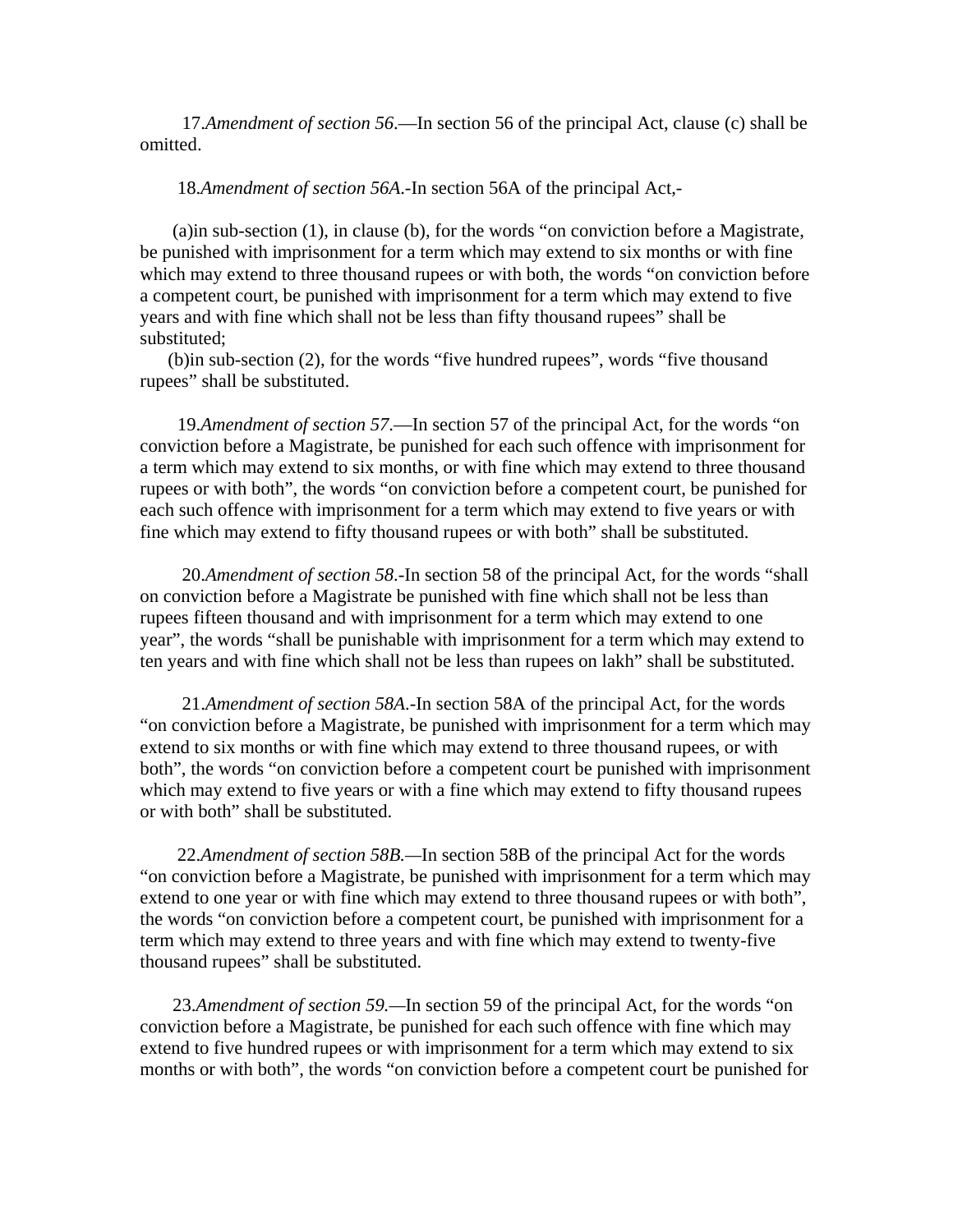17.*Amendment of section 56*.—In section 56 of the principal Act, clause (c) shall be omitted.

18.*Amendment of section 56A*.-In section 56A of the principal Act,-

(a)in sub-section (1), in clause (b), for the words “on conviction before a Magistrate, be punished with imprisonment for a term which may extend to six months or with fine which may extend to three thousand rupees or with both, the words “on conviction before a competent court, be punished with imprisonment for a term which may extend to five years and with fine which shall not be less than fifty thousand rupees” shall be substituted;

(b)in sub-section (2), for the words “five hundred rupees”, words “five thousand rupees” shall be substituted.

19.*Amendment of section 57*.—In section 57 of the principal Act, for the words “on conviction before a Magistrate, be punished for each such offence with imprisonment for a term which may extend to six months, or with fine which may extend to three thousand rupees or with both”, the words “on conviction before a competent court, be punished for each such offence with imprisonment for a term which may extend to five years or with fine which may extend to fifty thousand rupees or with both” shall be substituted.

20.*Amendment of section 58*.-In section 58 of the principal Act, for the words “shall on conviction before a Magistrate be punished with fine which shall not be less than rupees fifteen thousand and with imprisonment for a term which may extend to one year”, the words “shall be punishable with imprisonment for a term which may extend to ten years and with fine which shall not be less than rupees on lakh” shall be substituted.

21.*Amendment of section 58A*.-In section 58A of the principal Act, for the words “on conviction before a Magistrate, be punished with imprisonment for a term which may extend to six months or with fine which may extend to three thousand rupees, or with both”, the words “on conviction before a competent court be punished with imprisonment which may extend to five years or with a fine which may extend to fifty thousand rupees or with both” shall be substituted.

22.*Amendment of section 58B.*—In section 58B of the principal Act for the words “on conviction before a Magistrate, be punished with imprisonment for a term which may extend to one year or with fine which may extend to three thousand rupees or with both”, the words “on conviction before a competent court, be punished with imprisonment for a term which may extend to three years and with fine which may extend to twenty-five thousand rupees” shall be substituted.

23.*Amendment of section 59.*—In section 59 of the principal Act, for the words “on conviction before a Magistrate, be punished for each such offence with fine which may extend to five hundred rupees or with imprisonment for a term which may extend to six months or with both”, the words “on conviction before a competent court be punished for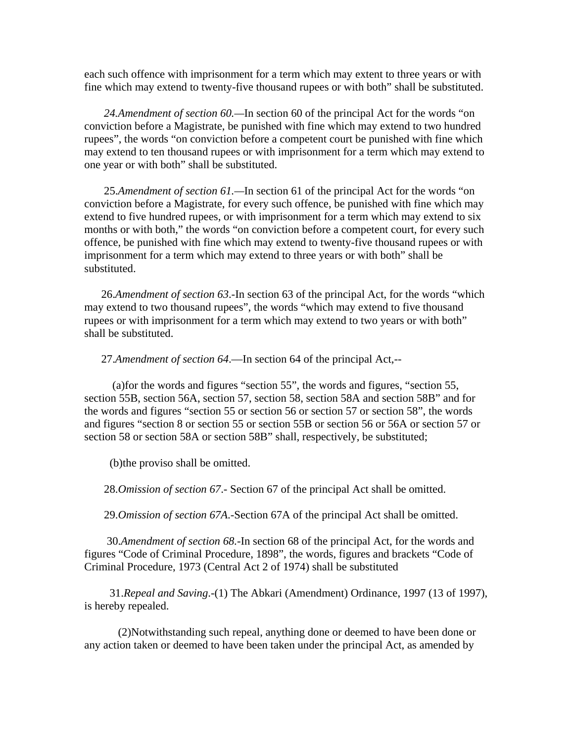each such offence with imprisonment for a term which may extent to three years or with fine which may extend to twenty-five thousand rupees or with both" shall be substituted.

*24.Amendment of section 60.*—In section 60 of the principal Act for the words "on conviction before a Magistrate, be punished with fine which may extend to two hundred rupees", the words "on conviction before a competent court be punished with fine which may extend to ten thousand rupees or with imprisonment for a term which may extend to one year or with both" shall be substituted.

25.*Amendment of section 61*.—In section 61 of the principal Act for the words "on conviction before a Magistrate, for every such offence, be punished with fine which may extend to five hundred rupees, or with imprisonment for a term which may extend to six months or with both," the words "on conviction before a competent court, for every such offence, be punished with fine which may extend to twenty-five thousand rupees or with imprisonment for a term which may extend to three years or with both" shall be substituted.

26.*Amendment of section 63*.-In section 63 of the principal Act, for the words "which may extend to two thousand rupees", the words "which may extend to five thousand rupees or with imprisonment for a term which may extend to two years or with both" shall be substituted.

27.*Amendment of section 64*.—In section 64 of the principal Act,--

(a)for the words and figures "section 55", the words and figures, "section 55, section 55B, section 56A, section 57, section 58, section 58A and section 58B" and for the words and figures "section 55 or section 56 or section 57 or section 58", the words and figures "section 8 or section 55 or section 55B or section 56 or 56A or section 57 or section 58 or section 58A or section 58B" shall, respectively, be substituted;

(b)the proviso shall be omitted.

28.*Omission of section 67*.- Section 67 of the principal Act shall be omitted.

29.*Omission of section 67A*.-Section 67A of the principal Act shall be omitted.

30.*Amendment of section 68*.-In section 68 of the principal Act, for the words and figures "Code of Criminal Procedure, 1898", the words, figures and brackets "Code of Criminal Procedure, 1973 (Central Act 2 of 1974) shall be substituted

31.*Repeal and Saving*.-(1) The Abkari (Amendment) Ordinance, 1997 (13 of 1997), is hereby repealed.

(2)Notwithstanding such repeal, anything done or deemed to have been done or any action taken or deemed to have been taken under the principal Act, as amended by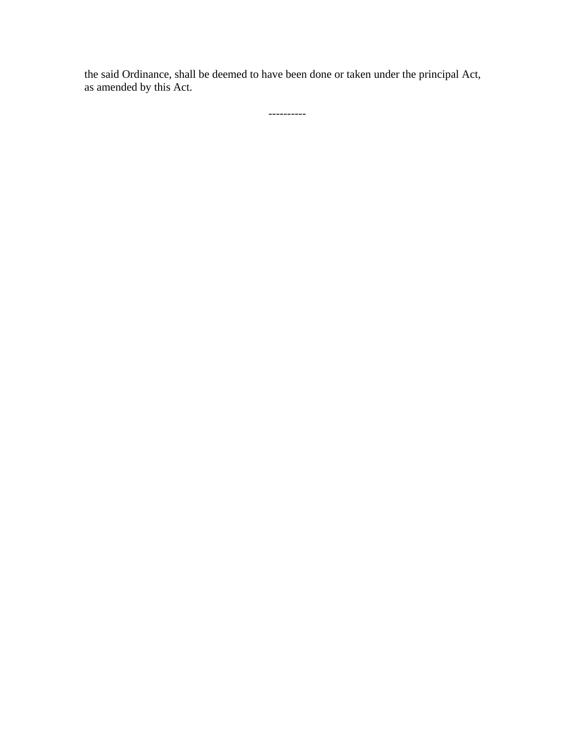the said Ordinance, shall be deemed to have been done or taken under the principal Act, as amended by this Act.

----------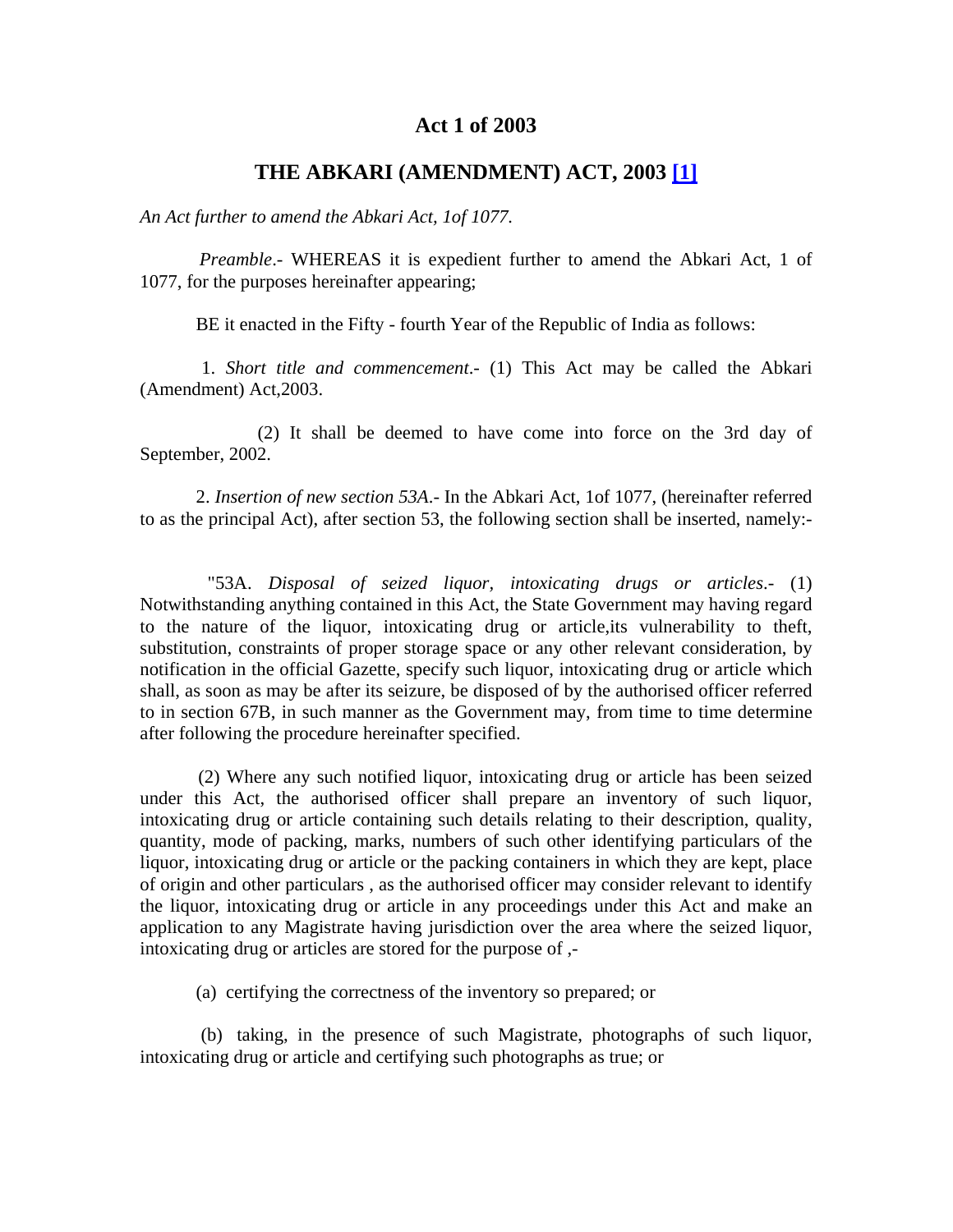# Act 1 of 2003

## THE ABKARI (AMENDMENT) ACT, 2003 [1]

*An Act further to amend the Abkari Act, 1of 1077.*

*Preamble*.- WHEREAS it is expedient further to amend the Abkari Act, 1 of 1077, for the purposes hereinafter appearing;

BE it enacted in the Fifty - fourth Year of the Republic of India as follows:

1. *Short title and commencement*.- (1) This Act may be called the Abkari (Amendment) Act,2003.

(2) It shall be deemed to have come into force on the 3rd day of September, 2002.

2. *Insertion of new section 53A*.- In the Abkari Act, 1of 1077, (hereinafter referred to as the principal Act), after section 53, the following section shall be inserted, namely:-

"53A. *Disposal of seized liquor, intoxicating drugs or articles*.- (1) Notwithstanding anything contained in this Act, the State Government may having regard to the nature of the liquor, intoxicating drug or article,its vulnerability to theft, substitution, constraints of proper storage space or any other relevant consideration, by notification in the official Gazette, specify such liquor, intoxicating drug or article which shall, as soon as may be after its seizure, be disposed of by the authorised officer referred to in section 67B, in such manner as the Government may, from time to time determine after following the procedure hereinafter specified.

(2) Where any such notified liquor, intoxicating drug or article has been seized under this Act, the authorised officer shall prepare an inventory of such liquor, intoxicating drug or article containing such details relating to their description, quality, quantity, mode of packing, marks, numbers of such other identifying particulars of the liquor, intoxicating drug or article or the packing containers in which they are kept, place of origin and other particulars , as the authorised officer may consider relevant to identify the liquor, intoxicating drug or article in any proceedings under this Act and make an application to any Magistrate having jurisdiction over the area where the seized liquor, intoxicating drug or articles are stored for the purpose of ,-

(a) certifying the correctness of the inventory so prepared; or

(b) taking, in the presence of such Magistrate, photographs of such liquor, intoxicating drug or article and certifying such photographs as true; or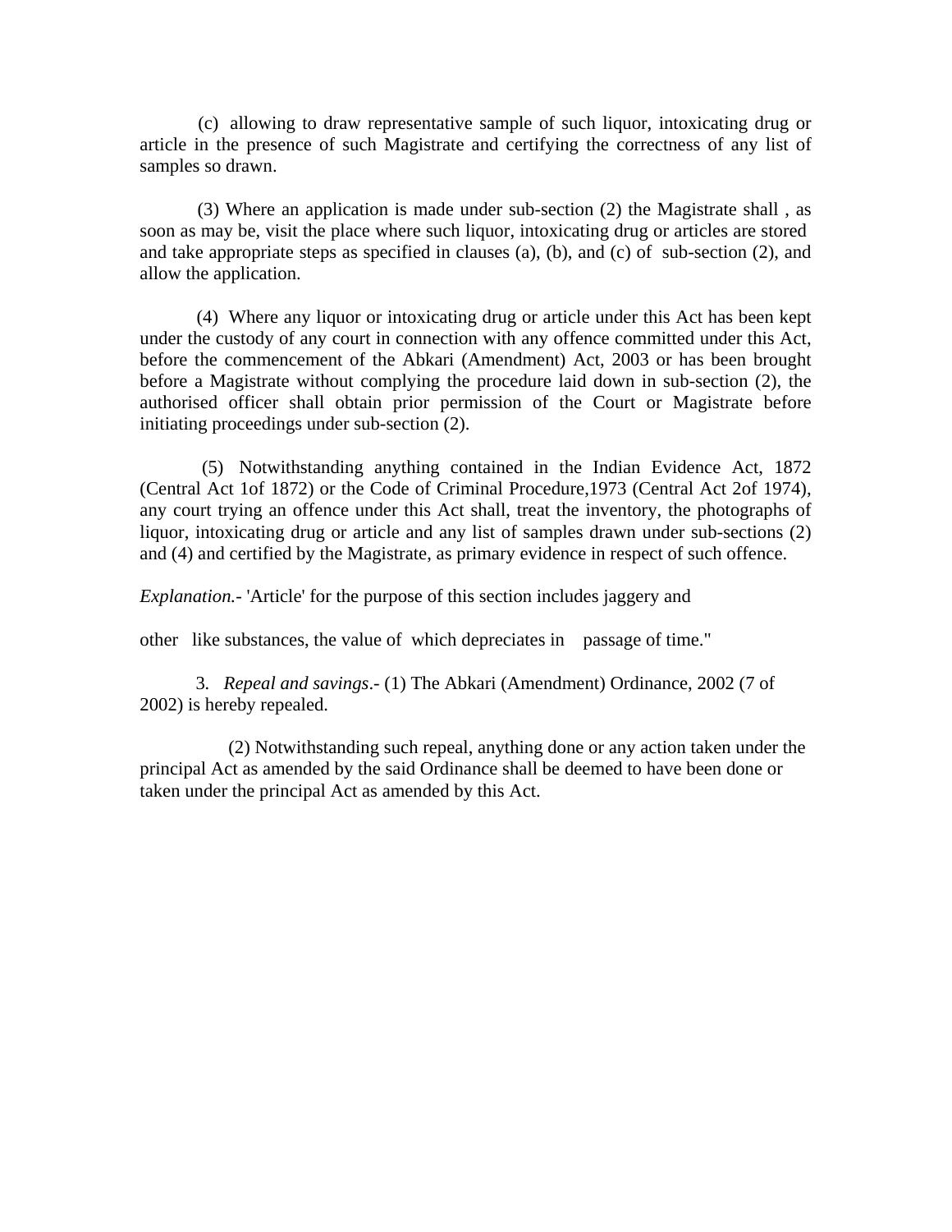(c) allowing to draw representative sample of such liquor, intoxicating drug or article in the presence of such Magistrate and certifying the correctness of any list of samples so drawn.

(3) Where an application is made under sub-section (2) the Magistrate shall , as soon as may be, visit the place where such liquor, intoxicating drug or articles are stored and take appropriate steps as specified in clauses (a), (b), and (c) of sub-section (2), and allow the application.

(4) Where any liquor or intoxicating drug or article under this Act has been kept under the custody of any court in connection with any offence committed under this Act, before the commencement of the Abkari (Amendment) Act, 2003 or has been brought before a Magistrate without complying the procedure laid down in sub-section (2), the authorised officer shall obtain prior permission of the Court or Magistrate before initiating proceedings under sub-section (2).

(5) Notwithstanding anything contained in the Indian Evidence Act, 1872 (Central Act 1of 1872) or the Code of Criminal Procedure,1973 (Central Act 2of 1974), any court trying an offence under this Act shall, treat the inventory, the photographs of liquor, intoxicating drug or article and any list of samples drawn under sub-sections (2) and (4) and certified by the Magistrate, as primary evidence in respect of such offence.

*Explanation*.- 'Article' for the purpose of this section includes jaggery and other like substances, the value of which depreciates in passage of time."

3. *Repeal and savings*.- (1) The Abkari (Amendment) Ordinance, 2002 (7 of 2002) is hereby repealed.

(2) Notwithstanding such repeal, anything done or any action taken under the principal Act as amended by the said Ordinance shall be deemed to have been done or taken under the principal Act as amended by this Act.